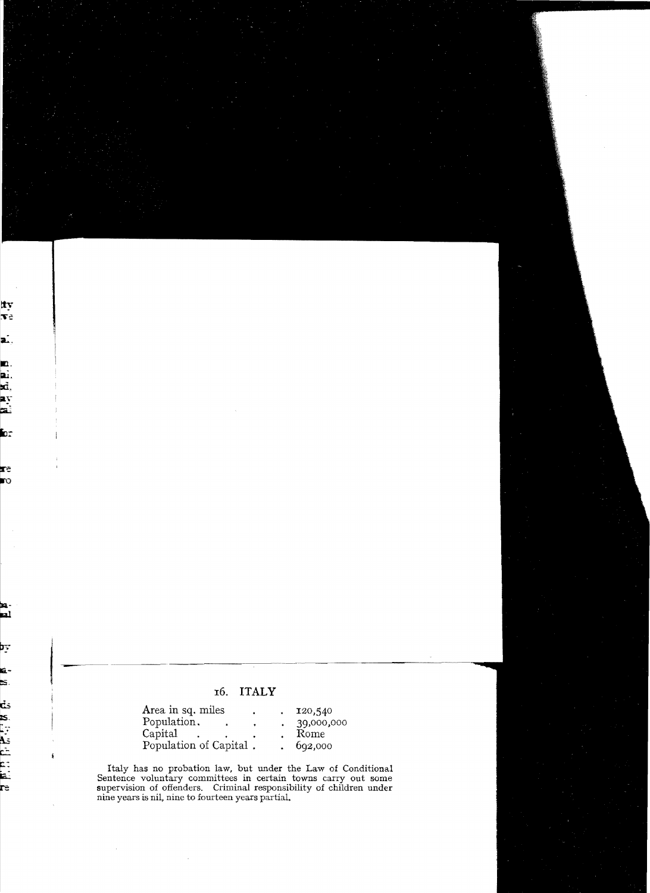## 16. ITALY

| | |
|---|---|
| Area in sq. miles | 120,540 |
| Population | 39,000,000 |
| Capital | Rome |
| Population of Capital | 692,000 |

Italy has no probation law, but under the Law of Conditional Sentence voluntary committees in certain towns carry out some supervision of offenders. Criminal responsibility of children under nine years is nil, nine to fourteen years partial.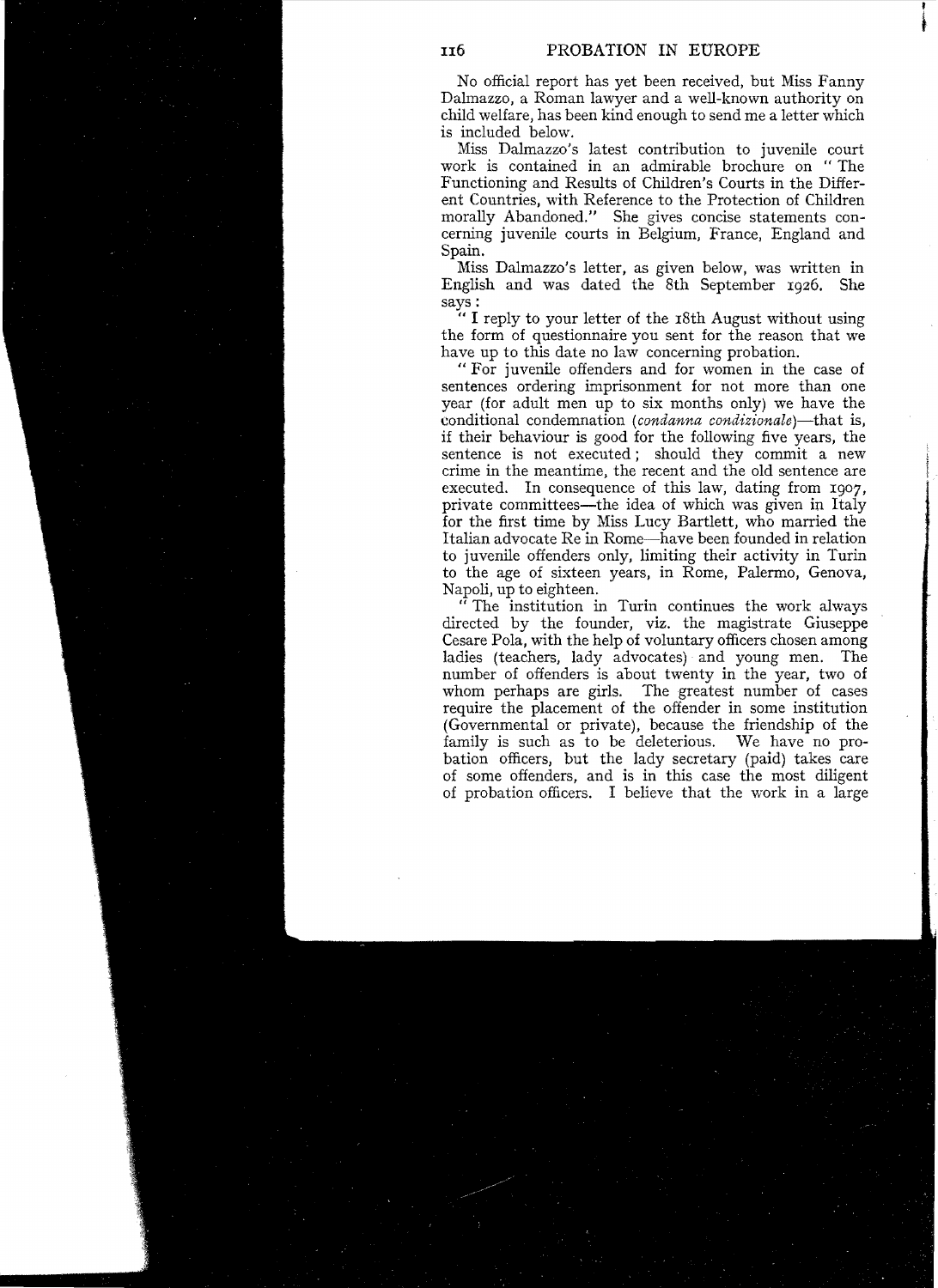No official report has yet been received, but Miss Fanny Dalmazzo, a Roman lawyer and a well-known authority on child welfare, has been kind enough to send me a letter which is included below.

Miss Dalmazzo's latest contribution to juvenile court work is contained in an admirable brochure on "The Functioning and Results of Children's Courts in the Different Countries, with Reference to the Protection of Children morally Abandoned." She gives concise statements concerning juvenile courts in Belgium, France, England and Spain.

Miss Dalmazzo's letter, as given below, was written in English and was dated the 8th September 1926. She says:

"I reply to your letter of the 18th August without using the form of questionnaire you sent for the reason that we have up to this date no law concerning probation.

"For juvenile offenders and for women in the case of sentences ordering imprisonment for not more than one year (for adult men up to six months only) we have the conditional condemnation (*condanna condizionale*)—that is, if their behaviour is good for the following five years, the sentence is not executed; should they commit a new crime in the meantime, the recent and the old sentence are executed. In consequence of this law, dating from 1907, private committees—the idea of which was given in Italy for the first time by Miss Lucy Bartlett, who married the Italian advocate Re in Rome—have been founded in relation to juvenile offenders only, limiting their activity in Turin to the age of sixteen years, in Rome, Palermo, Genova, Napoli, up to eighteen.

"The institution in Turin continues the work always directed by the founder, viz. the magistrate Giuseppe Cesare Pola, with the help of voluntary officers chosen among ladies (teachers, lady advocates) and young men. The number of offenders is about twenty in the year, two of whom perhaps are girls. The greatest number of cases require the placement of the offender in some institution (Governmental or private), because the friendship of the family is such as to be deleterious. We have no probation officers, but the lady secretary (paid) takes care of some offenders, and is in this case the most diligent of probation officers. I believe that the work in a large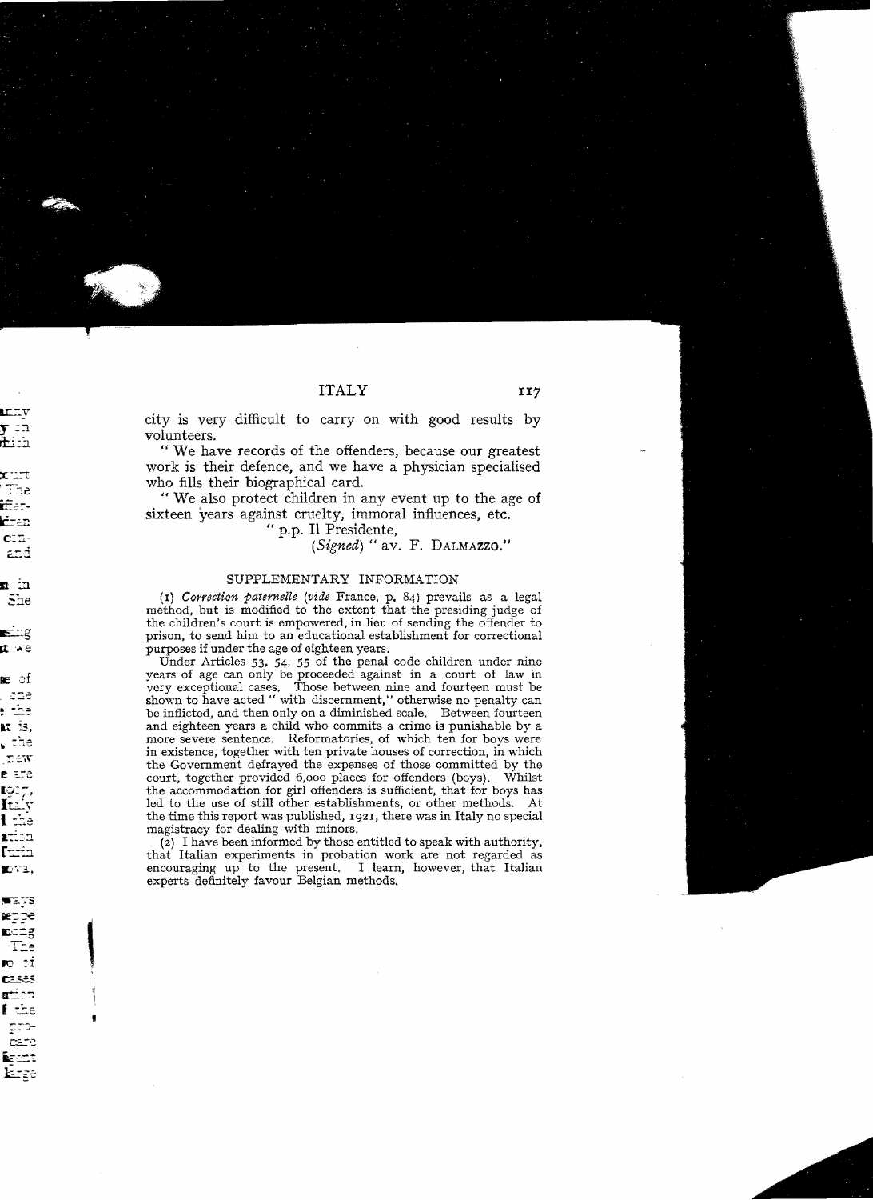city is very difficult to carry on with good results by volunteers.

"We have records of the offenders, because our greatest work is their defence, and we have a physician specialised who fills their biographical card.

"We also protect children in any event up to the age of sixteen years against cruelty, immoral influences, etc.

"p.p. Il Presidente,

(*Signed*) "av. F. DALMAZZO."

## SUPPLEMENTARY INFORMATION

(1) *Correction paternelle* (*vide* France, p. 84) prevails as a legal method, but is modified to the extent that the presiding judge of the children's court is empowered, in lieu of sending the offender to prison, to send him to an educational establishment for correctional purposes if under the age of eighteen years.

Under Articles 53, 54, 55 of the penal code children under nine years of age can only be proceeded against in a court of law in very exceptional cases. Those between nine and fourteen must be shown to have acted "with discernment," otherwise no penalty can be inflicted, and then only on a diminished scale. Between fourteen and eighteen years a child who commits a crime is punishable by a more severe sentence. Reformatories, of which ten for boys were in existence, together with ten private houses of correction, in which the Government defrayed the expenses of those committed by the court, together provided 6,000 places for offenders (boys). Whilst the accommodation for girl offenders is sufficient, that for boys has led to the use of still other establishments, or other methods. At the time this report was published, 1921, there was in Italy no special magistracy for dealing with minors.

(2) I have been informed by those entitled to speak with authority, that Italian experiments in probation work are not regarded as encouraging up to the present. I learn, however, that Italian experts definitely favour Belgian methods.